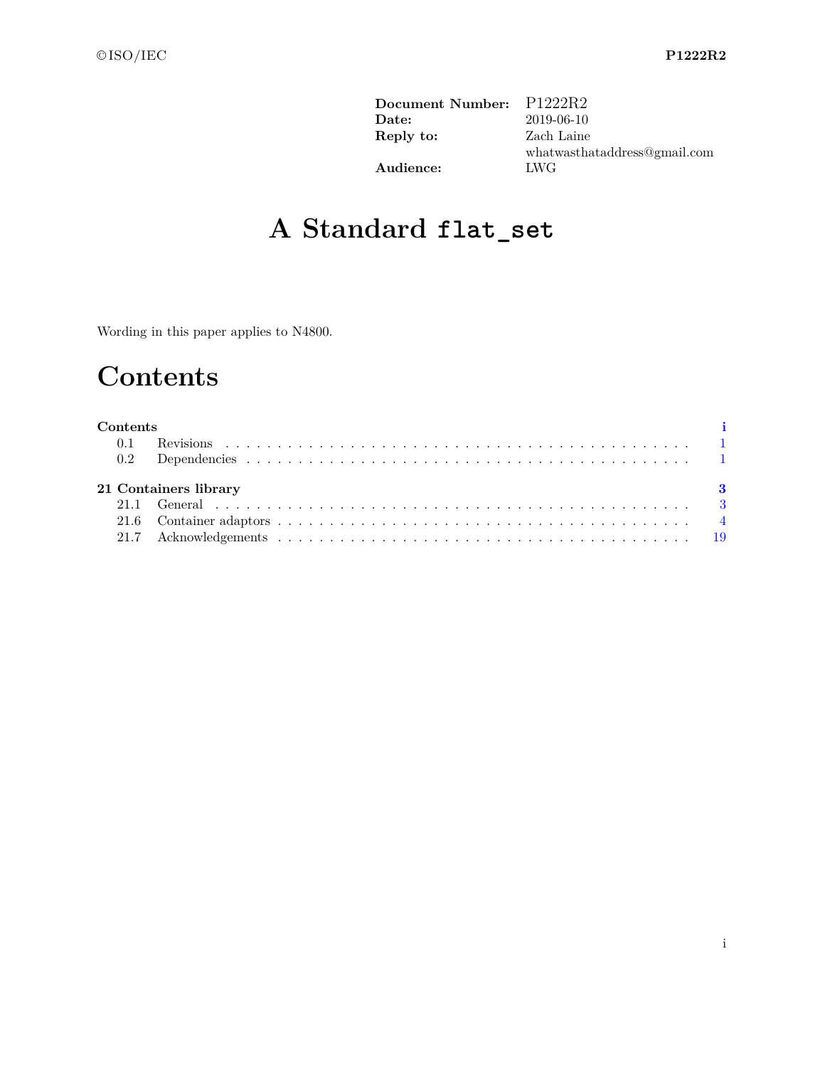| | |
|---|---|
| **Document Number:** | P1222R2 |
| **Date:** | 2019-06-10 |
| **Reply to:** | Zach Laine |
| | whatwasthataddress@gmail.com |
| **Audience:** | LWG |

# A Standard `flat_set`

Wording in this paper applies to N4800.

# Contents

**Contents** ........ i

- 0.1 Revisions ........ 1
- 0.2 Dependencies ........ 1

**21 Containers library** ........ 3

- 21.1 General ........ 3
- 21.6 Container adaptors ........ 4
- 21.7 Acknowledgements ........ 19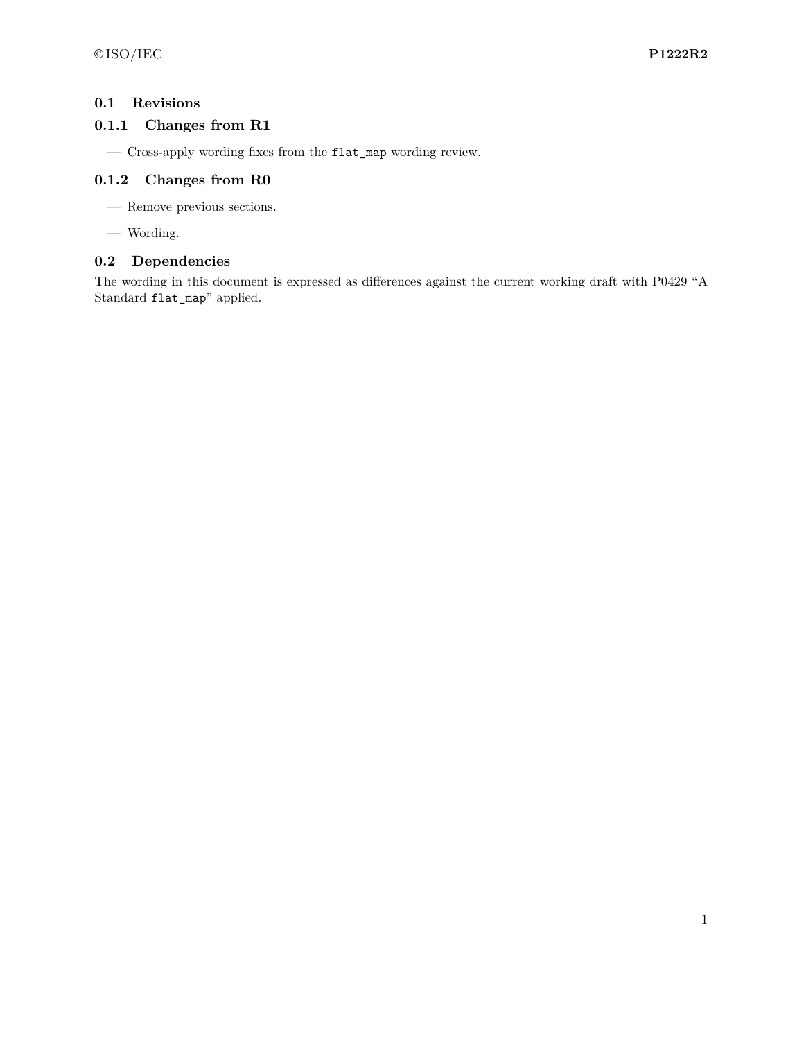## 0.1 Revisions

### 0.1.1 Changes from R1

- Cross-apply wording fixes from the `flat_map` wording review.

### 0.1.2 Changes from R0

- Remove previous sections.
- Wording.

## 0.2 Dependencies

The wording in this document is expressed as differences against the current working draft with P0429 "A Standard `flat_map`" applied.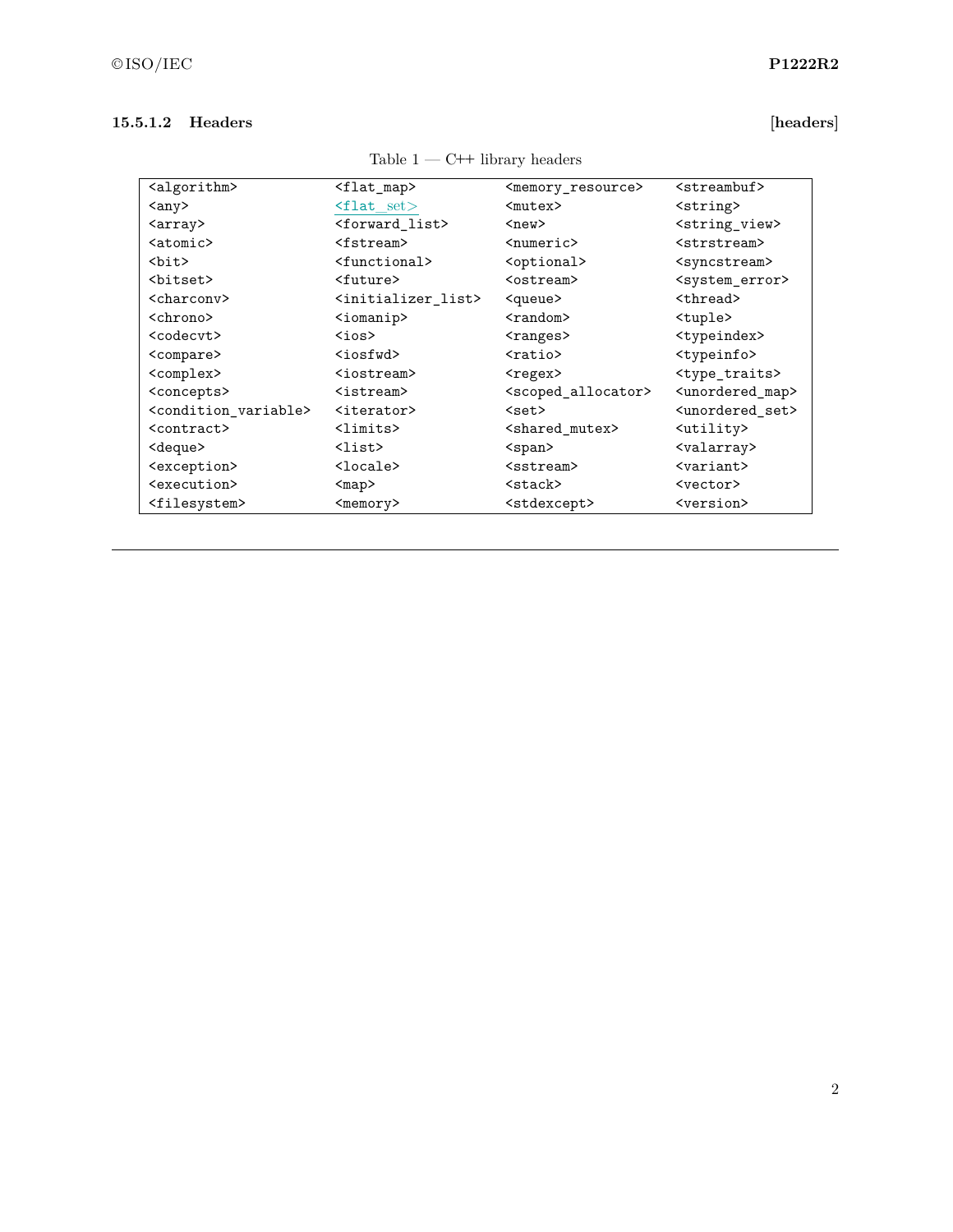### 15.5.1.2 Headers [headers]

Table 1 — C++ library headers

| | | | |
|---|---|---|---|
| `<algorithm>` | `<flat_map>` | `<memory_resource>` | `<streambuf>` |
| `<any>` | `<flat_set>` | `<mutex>` | `<string>` |
| `<array>` | `<forward_list>` | `<new>` | `<string_view>` |
| `<atomic>` | `<fstream>` | `<numeric>` | `<strstream>` |
| `<bit>` | `<functional>` | `<optional>` | `<syncstream>` |
| `<bitset>` | `<future>` | `<ostream>` | `<system_error>` |
| `<charconv>` | `<initializer_list>` | `<queue>` | `<thread>` |
| `<chrono>` | `<iomanip>` | `<random>` | `<tuple>` |
| `<codecvt>` | `<ios>` | `<ranges>` | `<typeindex>` |
| `<compare>` | `<iosfwd>` | `<ratio>` | `<typeinfo>` |
| `<complex>` | `<iostream>` | `<regex>` | `<type_traits>` |
| `<concepts>` | `<istream>` | `<scoped_allocator>` | `<unordered_map>` |
| `<condition_variable>` | `<iterator>` | `<set>` | `<unordered_set>` |
| `<contract>` | `<limits>` | `<shared_mutex>` | `<utility>` |
| `<deque>` | `<list>` | `<span>` | `<valarray>` |
| `<exception>` | `<locale>` | `<sstream>` | `<variant>` |
| `<execution>` | `<map>` | `<stack>` | `<vector>` |
| `<filesystem>` | `<memory>` | `<stdexcept>` | `<version>` |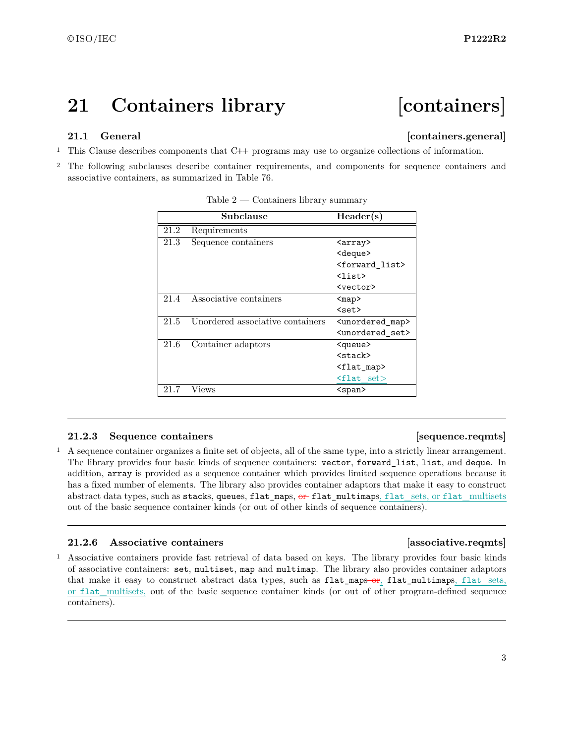# 21 Containers library [containers]

## 21.1 General [containers.general]

1 This Clause describes components that C++ programs may use to organize collections of information.

2 The following subclauses describe container requirements, and components for sequence containers and associative containers, as summarized in Table 76.

Table 2 — Containers library summary

| | Subclause | Header(s) |
|---|---|---|
| 21.2 | Requirements | |
| 21.3 | Sequence containers | `<array>` `<deque>` `<forward_list>` `<list>` `<vector>` |
| 21.4 | Associative containers | `<map>` `<set>` |
| 21.5 | Unordered associative containers | `<unordered_map>` `<unordered_set>` |
| 21.6 | Container adaptors | `<queue>` `<stack>` `<flat_map>` `<flat_set>` |
| 21.7 | Views | `<span>` |

---

### 21.2.3 Sequence containers [sequence.reqmts]

1 A sequence container organizes a finite set of objects, all of the same type, into a strictly linear arrangement. The library provides four basic kinds of sequence containers: `vector`, `forward_list`, `list`, and `deque`. In addition, `array` is provided as a sequence container which provides limited sequence operations because it has a fixed number of elements. The library also provides container adaptors that make it easy to construct abstract data types, such as `stack`s, `queue`s, `flat_map`s, ~~or~~ `flat_multimap`s, `flat_set`s, or `flat_multiset`s out of the basic sequence container kinds (or out of other kinds of sequence containers).

---

### 21.2.6 Associative containers [associative.reqmts]

1 Associative containers provide fast retrieval of data based on keys. The library provides four basic kinds of associative containers: `set`, `multiset`, `map` and `multimap`. The library also provides container adaptors that make it easy to construct abstract data types, such as `flat_map`s ~~or~~, `flat_multimap`s, `flat_set`s, or `flat_multiset`s, out of the basic sequence container kinds (or out of other program-defined sequence containers).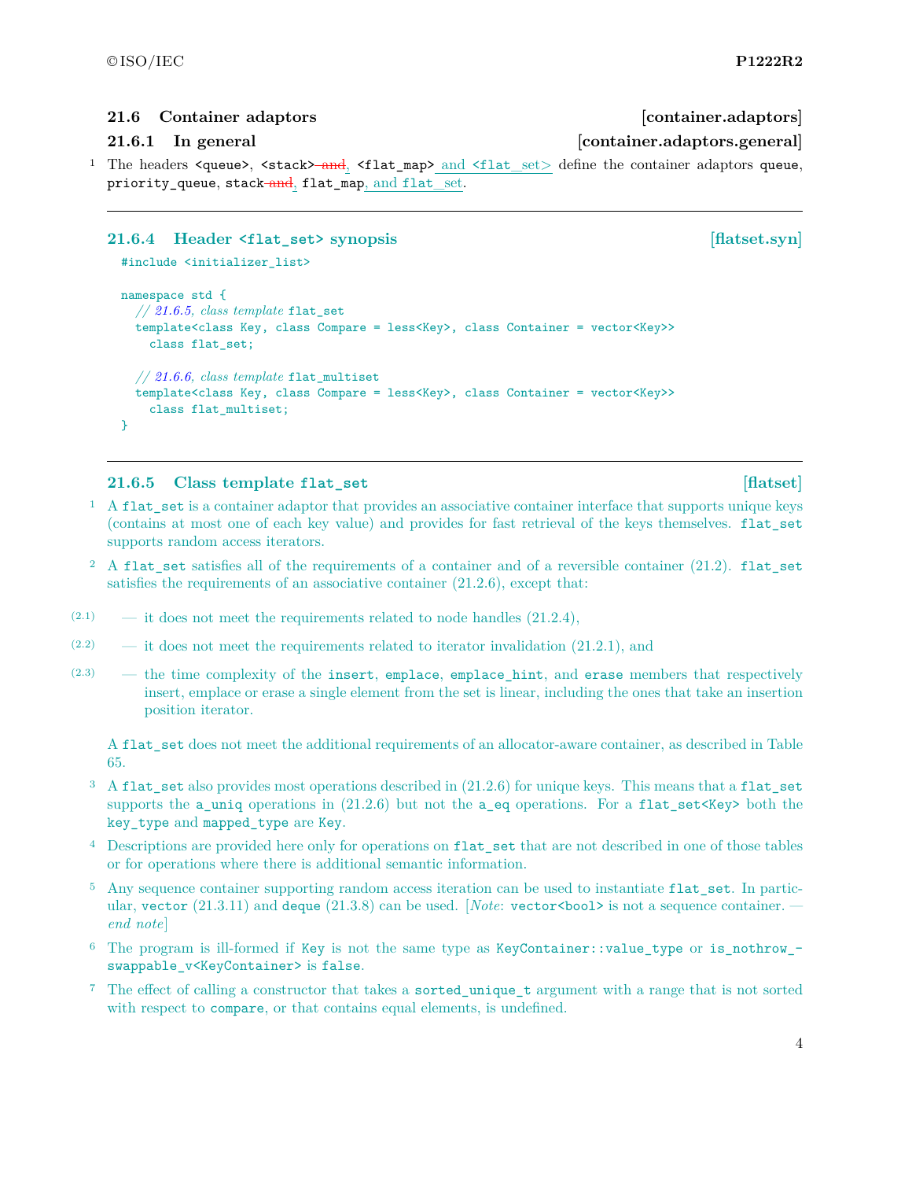### 21.6 Container adaptors [container.adaptors]

#### 21.6.1 In general [container.adaptors.general]

1 The headers `<queue>`, `<stack>` ~~and~~, `<flat_map>` and `<flat_set>` define the container adaptors `queue`, `priority_queue`, `stack` ~~and~~, `flat_map`, and `flat_set`.

---

#### 21.6.4 Header `<flat_set>` synopsis [flatset.syn]

```
#include <initializer_list>

namespace std {
  // 21.6.5, class template flat_set
  template<class Key, class Compare = less<Key>, class Container = vector<Key>>
    class flat_set;

  // 21.6.6, class template flat_multiset
  template<class Key, class Compare = less<Key>, class Container = vector<Key>>
    class flat_multiset;
}
```

---

#### 21.6.5 Class template `flat_set` [flatset]

1 A `flat_set` is a container adaptor that provides an associative container interface that supports unique keys (contains at most one of each key value) and provides for fast retrieval of the keys themselves. `flat_set` supports random access iterators.

2 A `flat_set` satisfies all of the requirements of a container and of a reversible container (21.2). `flat_set` satisfies the requirements of an associative container (21.2.6), except that:

(2.1) — it does not meet the requirements related to node handles (21.2.4),

(2.2) — it does not meet the requirements related to iterator invalidation (21.2.1), and

(2.3) — the time complexity of the `insert`, `emplace`, `emplace_hint`, and `erase` members that respectively insert, emplace or erase a single element from the set is linear, including the ones that take an insertion position iterator.

A `flat_set` does not meet the additional requirements of an allocator-aware container, as described in Table 65.

3 A `flat_set` also provides most operations described in (21.2.6) for unique keys. This means that a `flat_set` supports the `a_uniq` operations in (21.2.6) but not the `a_eq` operations. For a `flat_set<Key>` both the `key_type` and `mapped_type` are `Key`.

4 Descriptions are provided here only for operations on `flat_set` that are not described in one of those tables or for operations where there is additional semantic information.

5 Any sequence container supporting random access iteration can be used to instantiate `flat_set`. In particular, `vector` (21.3.11) and `deque` (21.3.8) can be used. [*Note*: `vector<bool>` is not a sequence container. — *end note*]

6 The program is ill-formed if `Key` is not the same type as `KeyContainer::value_type` or `is_nothrow_swappable_v<KeyContainer>` is `false`.

7 The effect of calling a constructor that takes a `sorted_unique_t` argument with a range that is not sorted with respect to `compare`, or that contains equal elements, is undefined.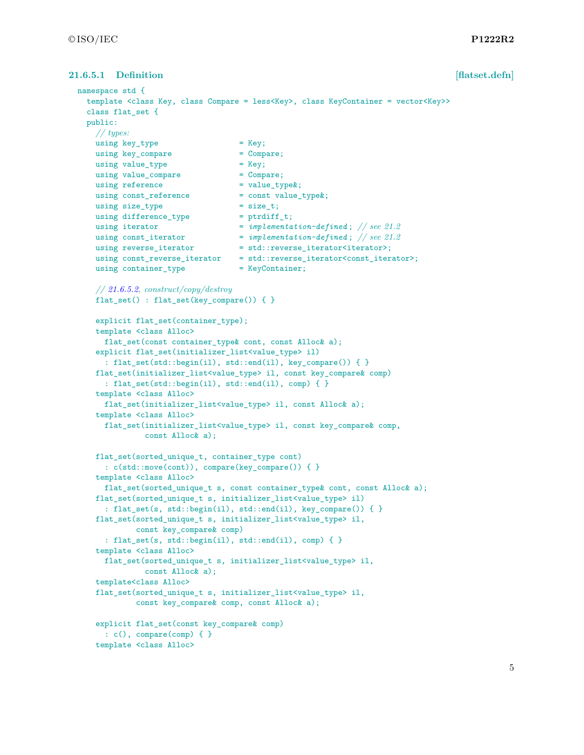### 21.6.5.1 Definition [flatset.defn]

```
namespace std {
  template <class Key, class Compare = less<Key>, class KeyContainer = vector<Key>>
  class flat_set {
  public:
    // types:
    using key_type                = Key;
    using key_compare             = Compare;
    using value_type              = Key;
    using value_compare           = Compare;
    using reference               = value_type&;
    using const_reference         = const value_type&;
    using size_type               = size_t;
    using difference_type         = ptrdiff_t;
    using iterator                = implementation-defined; // see 21.2
    using const_iterator          = implementation-defined; // see 21.2
    using reverse_iterator        = std::reverse_iterator<iterator>;
    using const_reverse_iterator  = std::reverse_iterator<const_iterator>;
    using container_type          = KeyContainer;

    // 21.6.5.2, construct/copy/destroy
    flat_set() : flat_set(key_compare()) { }

    explicit flat_set(container_type);
    template <class Alloc>
      flat_set(const container_type& cont, const Alloc& a);
    explicit flat_set(initializer_list<value_type> il)
      : flat_set(std::begin(il), std::end(il), key_compare()) { }
    flat_set(initializer_list<value_type> il, const key_compare& comp)
      : flat_set(std::begin(il), std::end(il), comp) { }
    template <class Alloc>
      flat_set(initializer_list<value_type> il, const Alloc& a);
    template <class Alloc>
      flat_set(initializer_list<value_type> il, const key_compare& comp,
               const Alloc& a);

    flat_set(sorted_unique_t, container_type cont)
      : c(std::move(cont)), compare(key_compare()) { }
    template <class Alloc>
      flat_set(sorted_unique_t s, const container_type& cont, const Alloc& a);
    flat_set(sorted_unique_t s, initializer_list<value_type> il)
      : flat_set(s, std::begin(il), std::end(il), key_compare()) { }
    flat_set(sorted_unique_t s, initializer_list<value_type> il,
             const key_compare& comp)
      : flat_set(s, std::begin(il), std::end(il), comp) { }
    template <class Alloc>
      flat_set(sorted_unique_t s, initializer_list<value_type> il,
               const Alloc& a);
    template<class Alloc>
    flat_set(sorted_unique_t s, initializer_list<value_type> il,
             const key_compare& comp, const Alloc& a);

    explicit flat_set(const key_compare& comp)
      : c(), compare(comp) { }
    template <class Alloc>
```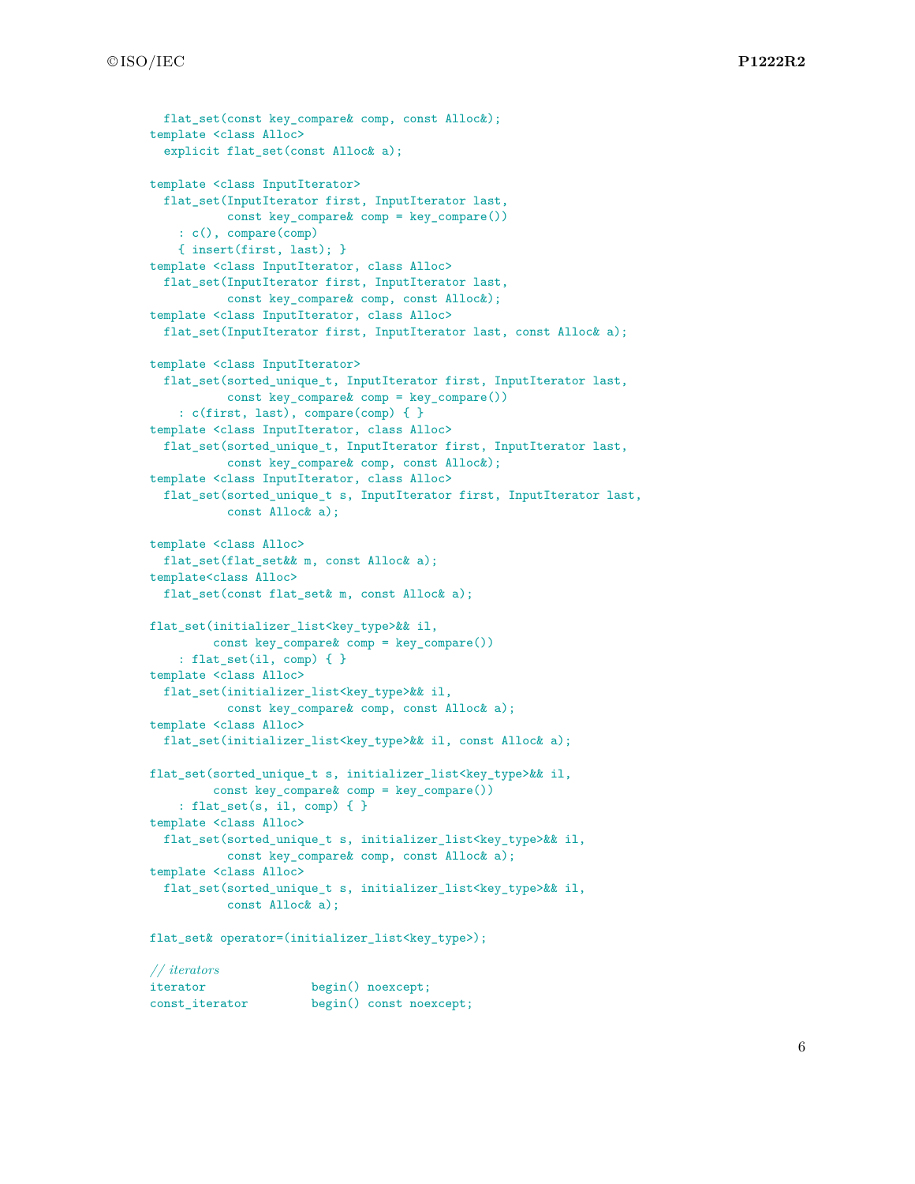```
  flat_set(const key_compare& comp, const Alloc&);
template <class Alloc>
  explicit flat_set(const Alloc& a);

template <class InputIterator>
  flat_set(InputIterator first, InputIterator last,
           const key_compare& comp = key_compare())
    : c(), compare(comp)
    { insert(first, last); }
template <class InputIterator, class Alloc>
  flat_set(InputIterator first, InputIterator last,
           const key_compare& comp, const Alloc&);
template <class InputIterator, class Alloc>
  flat_set(InputIterator first, InputIterator last, const Alloc& a);

template <class InputIterator>
  flat_set(sorted_unique_t, InputIterator first, InputIterator last,
           const key_compare& comp = key_compare())
    : c(first, last), compare(comp) { }
template <class InputIterator, class Alloc>
  flat_set(sorted_unique_t, InputIterator first, InputIterator last,
           const key_compare& comp, const Alloc&);
template <class InputIterator, class Alloc>
  flat_set(sorted_unique_t s, InputIterator first, InputIterator last,
           const Alloc& a);

template <class Alloc>
  flat_set(flat_set&& m, const Alloc& a);
template<class Alloc>
  flat_set(const flat_set& m, const Alloc& a);

flat_set(initializer_list<key_type>&& il,
         const key_compare& comp = key_compare())
    : flat_set(il, comp) { }
template <class Alloc>
  flat_set(initializer_list<key_type>&& il,
           const key_compare& comp, const Alloc& a);
template <class Alloc>
  flat_set(initializer_list<key_type>&& il, const Alloc& a);

flat_set(sorted_unique_t s, initializer_list<key_type>&& il,
         const key_compare& comp = key_compare())
    : flat_set(s, il, comp) { }
template <class Alloc>
  flat_set(sorted_unique_t s, initializer_list<key_type>&& il,
           const key_compare& comp, const Alloc& a);
template <class Alloc>
  flat_set(sorted_unique_t s, initializer_list<key_type>&& il,
           const Alloc& a);

flat_set& operator=(initializer_list<key_type>);

// iterators
iterator               begin() noexcept;
const_iterator         begin() const noexcept;
```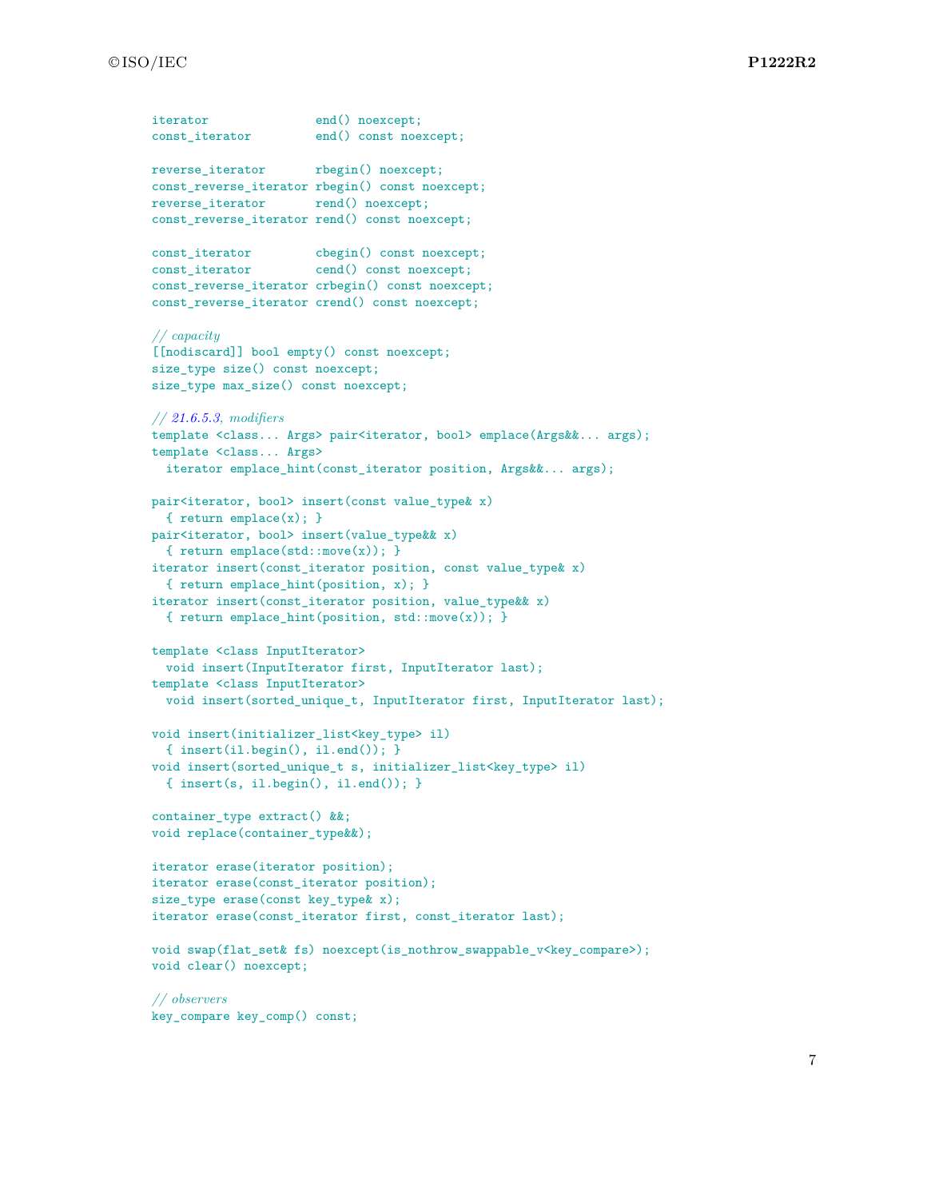```
iterator               end() noexcept;
const_iterator         end() const noexcept;

reverse_iterator       rbegin() noexcept;
const_reverse_iterator rbegin() const noexcept;
reverse_iterator       rend() noexcept;
const_reverse_iterator rend() const noexcept;

const_iterator         cbegin() const noexcept;
const_iterator         cend() const noexcept;
const_reverse_iterator crbegin() const noexcept;
const_reverse_iterator crend() const noexcept;

// capacity
[[nodiscard]] bool empty() const noexcept;
size_type size() const noexcept;
size_type max_size() const noexcept;

// 21.6.5.3, modifiers
template <class... Args> pair<iterator, bool> emplace(Args&&... args);
template <class... Args>
  iterator emplace_hint(const_iterator position, Args&&... args);

pair<iterator, bool> insert(const value_type& x)
  { return emplace(x); }
pair<iterator, bool> insert(value_type&& x)
  { return emplace(std::move(x)); }
iterator insert(const_iterator position, const value_type& x)
  { return emplace_hint(position, x); }
iterator insert(const_iterator position, value_type&& x)
  { return emplace_hint(position, std::move(x)); }

template <class InputIterator>
  void insert(InputIterator first, InputIterator last);
template <class InputIterator>
  void insert(sorted_unique_t, InputIterator first, InputIterator last);

void insert(initializer_list<key_type> il)
  { insert(il.begin(), il.end()); }
void insert(sorted_unique_t s, initializer_list<key_type> il)
  { insert(s, il.begin(), il.end()); }

container_type extract() &&;
void replace(container_type&&);

iterator erase(iterator position);
iterator erase(const_iterator position);
size_type erase(const key_type& x);
iterator erase(const_iterator first, const_iterator last);

void swap(flat_set& fs) noexcept(is_nothrow_swappable_v<key_compare>);
void clear() noexcept;

// observers
key_compare key_comp() const;
```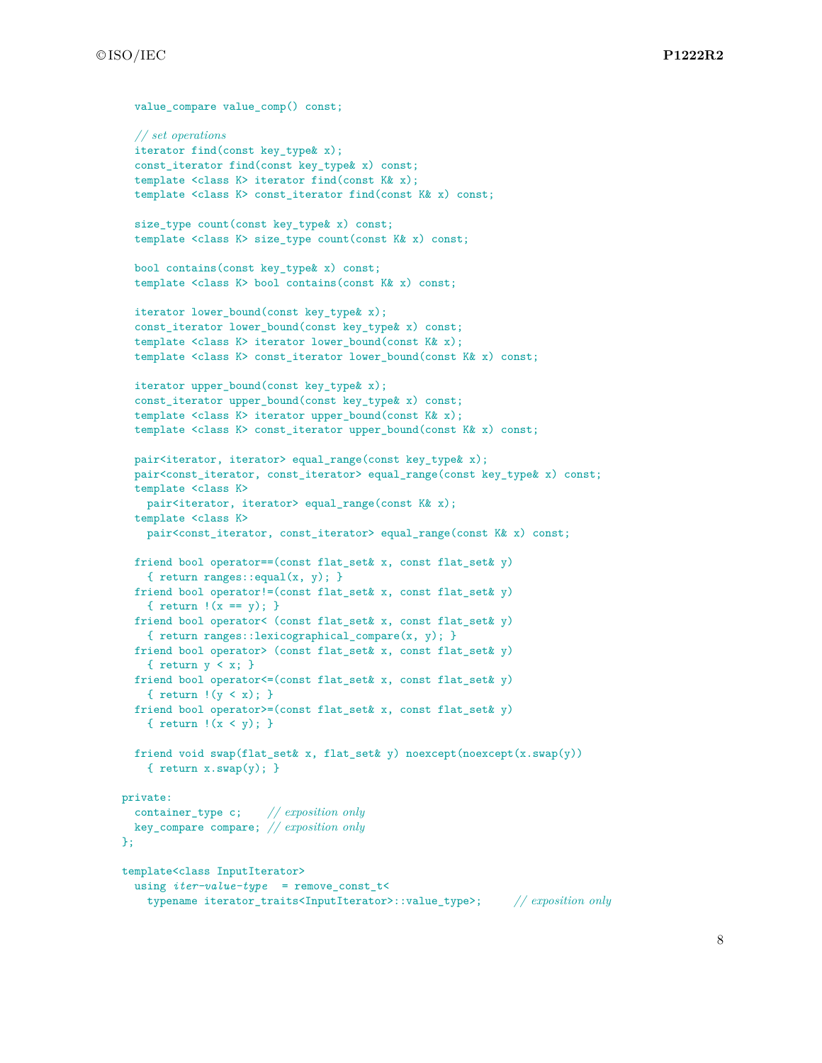```
    value_compare value_comp() const;

    // set operations
    iterator find(const key_type& x);
    const_iterator find(const key_type& x) const;
    template <class K> iterator find(const K& x);
    template <class K> const_iterator find(const K& x) const;

    size_type count(const key_type& x) const;
    template <class K> size_type count(const K& x) const;

    bool contains(const key_type& x) const;
    template <class K> bool contains(const K& x) const;

    iterator lower_bound(const key_type& x);
    const_iterator lower_bound(const key_type& x) const;
    template <class K> iterator lower_bound(const K& x);
    template <class K> const_iterator lower_bound(const K& x) const;

    iterator upper_bound(const key_type& x);
    const_iterator upper_bound(const key_type& x) const;
    template <class K> iterator upper_bound(const K& x);
    template <class K> const_iterator upper_bound(const K& x) const;

    pair<iterator, iterator> equal_range(const key_type& x);
    pair<const_iterator, const_iterator> equal_range(const key_type& x) const;
    template <class K>
      pair<iterator, iterator> equal_range(const K& x);
    template <class K>
      pair<const_iterator, const_iterator> equal_range(const K& x) const;

    friend bool operator==(const flat_set& x, const flat_set& y)
      { return ranges::equal(x, y); }
    friend bool operator!=(const flat_set& x, const flat_set& y)
      { return !(x == y); }
    friend bool operator< (const flat_set& x, const flat_set& y)
      { return ranges::lexicographical_compare(x, y); }
    friend bool operator> (const flat_set& x, const flat_set& y)
      { return y < x; }
    friend bool operator<=(const flat_set& x, const flat_set& y)
      { return !(y < x); }
    friend bool operator>=(const flat_set& x, const flat_set& y)
      { return !(x < y); }

    friend void swap(flat_set& x, flat_set& y) noexcept(noexcept(x.swap(y)))
      { return x.swap(y); }

  private:
    container_type c;     // exposition only
    key_compare compare; // exposition only
  };

  template<class InputIterator>
    using iter-value-type  = remove_const_t<
      typename iterator_traits<InputIterator>::value_type>;     // exposition only
```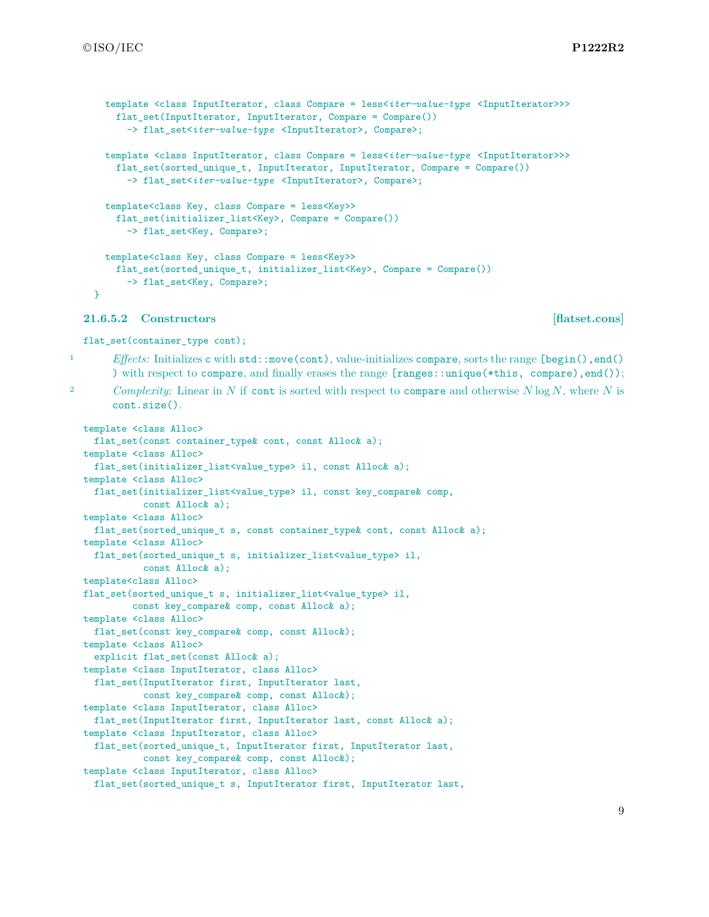```
    template <class InputIterator, class Compare = less<iter-value-type <InputIterator>>>
      flat_set(InputIterator, InputIterator, Compare = Compare())
        -> flat_set<iter-value-type <InputIterator>, Compare>;

    template <class InputIterator, class Compare = less<iter-value-type <InputIterator>>>
      flat_set(sorted_unique_t, InputIterator, InputIterator, Compare = Compare())
        -> flat_set<iter-value-type <InputIterator>, Compare>;

    template<class Key, class Compare = less<Key>>
      flat_set(initializer_list<Key>, Compare = Compare())
        -> flat_set<Key, Compare>;

    template<class Key, class Compare = less<Key>>
      flat_set(sorted_unique_t, initializer_list<Key>, Compare = Compare())
        -> flat_set<Key, Compare>;
  }
```

### 21.6.5.2 Constructors [flatset.cons]

```
flat_set(container_type cont);
```

1 *Effects:* Initializes `c` with `std::move(cont)`, value-initializes `compare`, sorts the range `[begin(),end())` with respect to `compare`, and finally erases the range `[ranges::unique(*this, compare),end())`;

2 *Complexity:* Linear in $N$ if `cont` is sorted with respect to `compare` and otherwise $N \log N$, where $N$ is `cont.size()`.

```
template <class Alloc>
  flat_set(const container_type& cont, const Alloc& a);
template <class Alloc>
  flat_set(initializer_list<value_type> il, const Alloc& a);
template <class Alloc>
  flat_set(initializer_list<value_type> il, const key_compare& comp,
           const Alloc& a);
template <class Alloc>
  flat_set(sorted_unique_t s, const container_type& cont, const Alloc& a);
template <class Alloc>
  flat_set(sorted_unique_t s, initializer_list<value_type> il,
           const Alloc& a);
template<class Alloc>
flat_set(sorted_unique_t s, initializer_list<value_type> il,
         const key_compare& comp, const Alloc& a);
template <class Alloc>
  flat_set(const key_compare& comp, const Alloc&);
template <class Alloc>
  explicit flat_set(const Alloc& a);
template <class InputIterator, class Alloc>
  flat_set(InputIterator first, InputIterator last,
           const key_compare& comp, const Alloc&);
template <class InputIterator, class Alloc>
  flat_set(InputIterator first, InputIterator last, const Alloc& a);
template <class InputIterator, class Alloc>
  flat_set(sorted_unique_t, InputIterator first, InputIterator last,
           const key_compare& comp, const Alloc&);
template <class InputIterator, class Alloc>
  flat_set(sorted_unique_t s, InputIterator first, InputIterator last,
```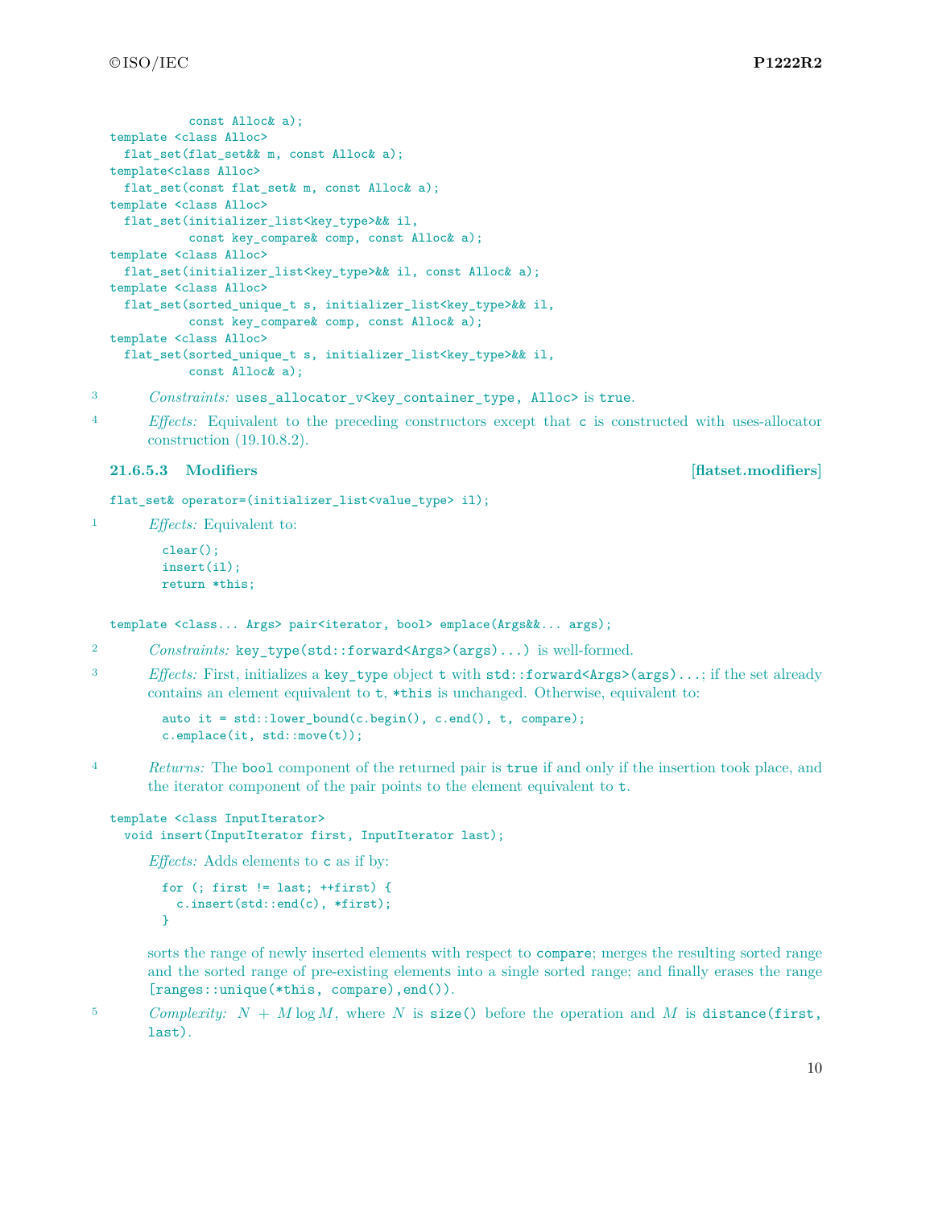```
             const Alloc& a);
template <class Alloc>
  flat_set(flat_set&& m, const Alloc& a);
template<class Alloc>
  flat_set(const flat_set& m, const Alloc& a);
template <class Alloc>
  flat_set(initializer_list<key_type>&& il,
           const key_compare& comp, const Alloc& a);
template <class Alloc>
  flat_set(initializer_list<key_type>&& il, const Alloc& a);
template <class Alloc>
  flat_set(sorted_unique_t s, initializer_list<key_type>&& il,
           const key_compare& comp, const Alloc& a);
template <class Alloc>
  flat_set(sorted_unique_t s, initializer_list<key_type>&& il,
           const Alloc& a);
```

3 *Constraints:* `uses_allocator_v<key_container_type, Alloc>` is `true`.

4 *Effects:* Equivalent to the preceding constructors except that `c` is constructed with uses-allocator construction (19.10.8.2).

### 21.6.5.3 Modifiers [flatset.modifiers]

```
flat_set& operator=(initializer_list<value_type> il);
```

1 *Effects:* Equivalent to:

```
clear();
insert(il);
return *this;
```

```
template <class... Args> pair<iterator, bool> emplace(Args&&... args);
```

2 *Constraints:* `key_type(std::forward<Args>(args)...)` is well-formed.

3 *Effects:* First, initializes a `key_type` object `t` with `std::forward<Args>(args)...`; if the set already contains an element equivalent to `t`, `*this` is unchanged. Otherwise, equivalent to:

```
auto it = std::lower_bound(c.begin(), c.end(), t, compare);
c.emplace(it, std::move(t));
```

4 *Returns:* The `bool` component of the returned pair is `true` if and only if the insertion took place, and the iterator component of the pair points to the element equivalent to `t`.

```
template <class InputIterator>
  void insert(InputIterator first, InputIterator last);
```

*Effects:* Adds elements to `c` as if by:

```
for (; first != last; ++first) {
  c.insert(std::end(c), *first);
}
```

sorts the range of newly inserted elements with respect to `compare`; merges the resulting sorted range and the sorted range of pre-existing elements into a single sorted range; and finally erases the range `[ranges::unique(*this, compare),end())`.

5 *Complexity:* $N + M \log M$, where $N$ is `size()` before the operation and $M$ is `distance(first, last)`.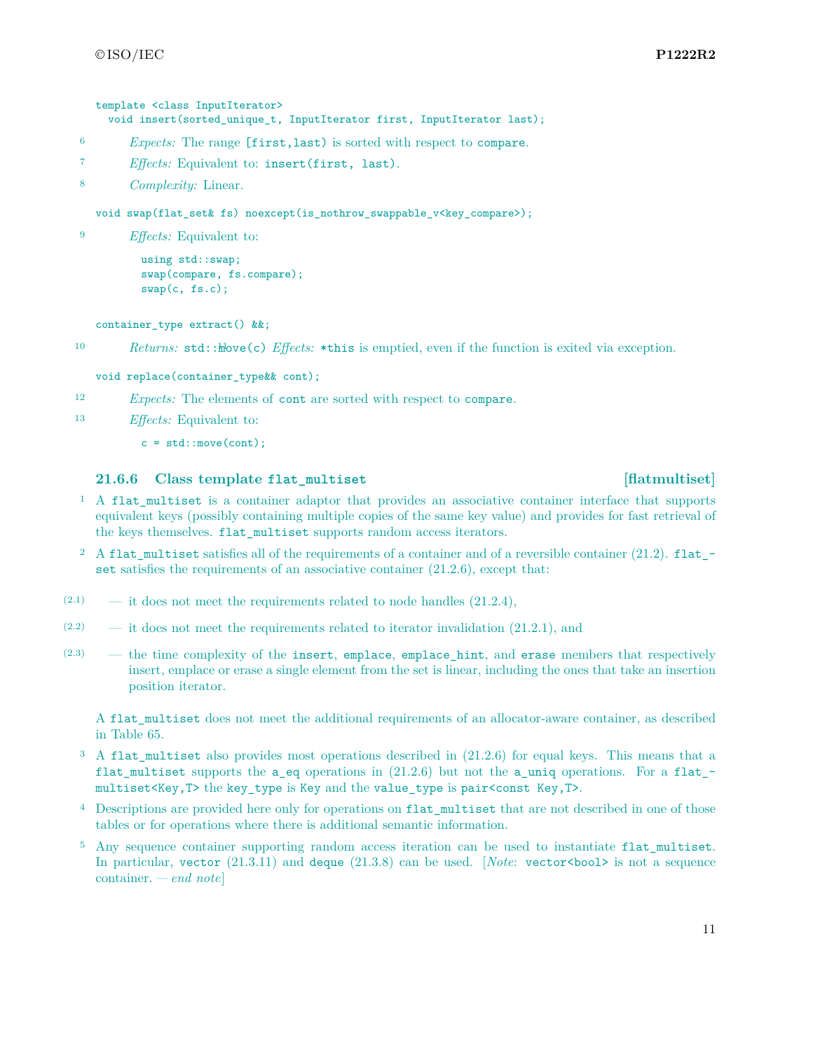```
template <class InputIterator>
  void insert(sorted_unique_t, InputIterator first, InputIterator last);
```

6 *Expects:* The range `[first,last)` is sorted with respect to `compare`.

7 *Effects:* Equivalent to: `insert(first, last)`.

8 *Complexity:* Linear.

```
void swap(flat_set& fs) noexcept(is_nothrow_swappable_v<key_compare>);
```

9 *Effects:* Equivalent to:

```
using std::swap;
swap(compare, fs.compare);
swap(c, fs.c);
```

```
container_type extract() &&;
```

10 *Returns:* `std::move(c)` *Effects:* `*this` is emptied, even if the function is exited via exception.

```
void replace(container_type&& cont);
```

12 *Expects:* The elements of `cont` are sorted with respect to `compare`.

13 *Effects:* Equivalent to:

```
c = std::move(cont);
```

### 21.6.6 Class template `flat_multiset` [flatmultiset]

1 A `flat_multiset` is a container adaptor that provides an associative container interface that supports equivalent keys (possibly containing multiple copies of the same key value) and provides for fast retrieval of the keys themselves. `flat_multiset` supports random access iterators.

2 A `flat_multiset` satisfies all of the requirements of a container and of a reversible container (21.2). `flat_set` satisfies the requirements of an associative container (21.2.6), except that:

(2.1) — it does not meet the requirements related to node handles (21.2.4),

(2.2) — it does not meet the requirements related to iterator invalidation (21.2.1), and

(2.3) — the time complexity of the `insert`, `emplace`, `emplace_hint`, and `erase` members that respectively insert, emplace or erase a single element from the set is linear, including the ones that take an insertion position iterator.

A `flat_multiset` does not meet the additional requirements of an allocator-aware container, as described in Table 65.

3 A `flat_multiset` also provides most operations described in (21.2.6) for equal keys. This means that a `flat_multiset` supports the `a_eq` operations in (21.2.6) but not the `a_uniq` operations. For a `flat_multiset<Key,T>` the `key_type` is `Key` and the `value_type` is `pair<const Key,T>`.

4 Descriptions are provided here only for operations on `flat_multiset` that are not described in one of those tables or for operations where there is additional semantic information.

5 Any sequence container supporting random access iteration can be used to instantiate `flat_multiset`. In particular, `vector` (21.3.11) and `deque` (21.3.8) can be used. [*Note*: `vector<bool>` is not a sequence container. — *end note*]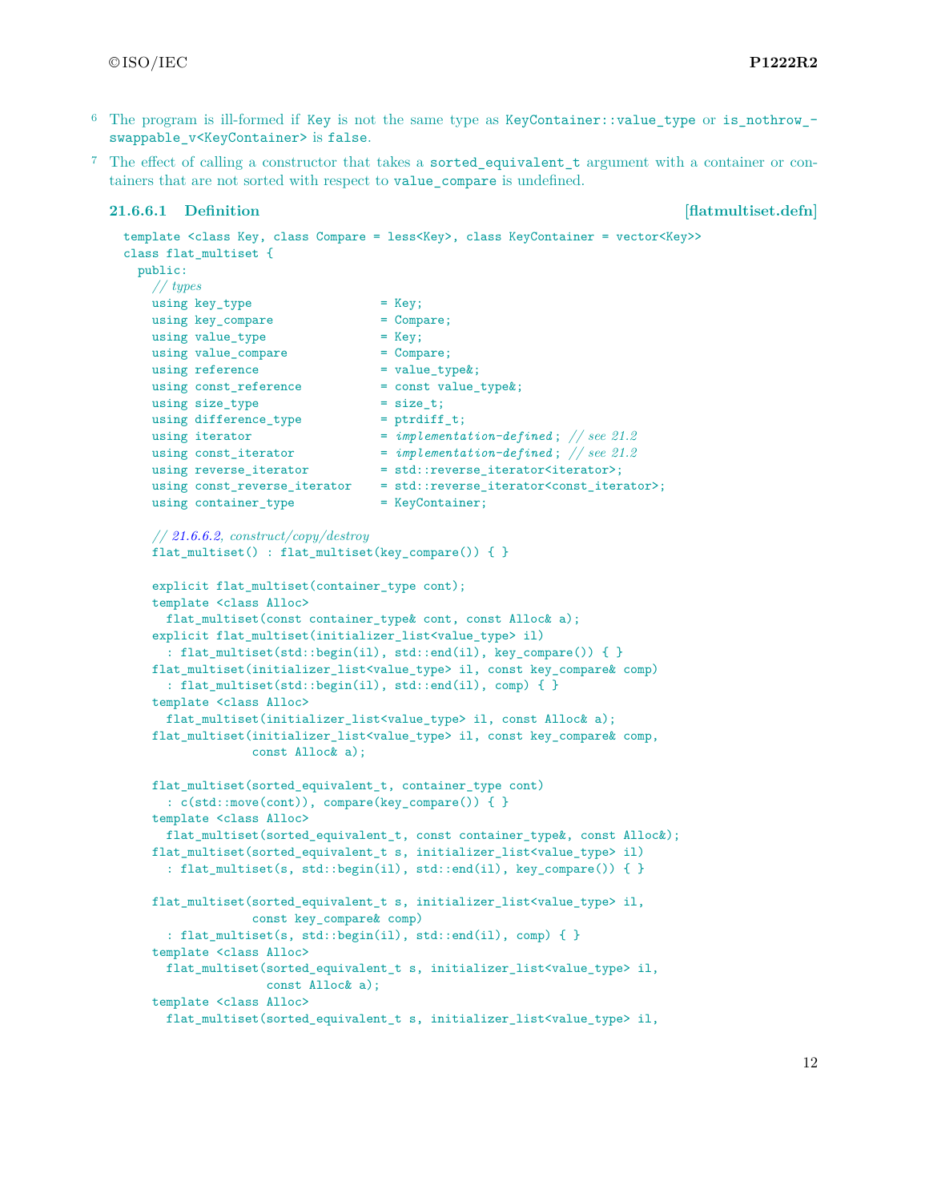6 The program is ill-formed if `Key` is not the same type as `KeyContainer::value_type` or `is_nothrow_swappable_v<KeyContainer>` is `false`.

7 The effect of calling a constructor that takes a `sorted_equivalent_t` argument with a container or containers that are not sorted with respect to `value_compare` is undefined.

### 21.6.6.1 Definition [flatmultiset.defn]

```
template <class Key, class Compare = less<Key>, class KeyContainer = vector<Key>>
class flat_multiset {
  public:
    // types
    using key_type                  = Key;
    using key_compare               = Compare;
    using value_type                = Key;
    using value_compare             = Compare;
    using reference                 = value_type&;
    using const_reference           = const value_type&;
    using size_type                 = size_t;
    using difference_type           = ptrdiff_t;
    using iterator                  = implementation-defined; // see 21.2
    using const_iterator            = implementation-defined; // see 21.2
    using reverse_iterator          = std::reverse_iterator<iterator>;
    using const_reverse_iterator    = std::reverse_iterator<const_iterator>;
    using container_type            = KeyContainer;

    // 21.6.6.2, construct/copy/destroy
    flat_multiset() : flat_multiset(key_compare()) { }

    explicit flat_multiset(container_type cont);
    template <class Alloc>
      flat_multiset(const container_type& cont, const Alloc& a);
    explicit flat_multiset(initializer_list<value_type> il)
      : flat_multiset(std::begin(il), std::end(il), key_compare()) { }
    flat_multiset(initializer_list<value_type> il, const key_compare& comp)
      : flat_multiset(std::begin(il), std::end(il), comp) { }
    template <class Alloc>
      flat_multiset(initializer_list<value_type> il, const Alloc& a);
    flat_multiset(initializer_list<value_type> il, const key_compare& comp,
                  const Alloc& a);

    flat_multiset(sorted_equivalent_t, container_type cont)
      : c(std::move(cont)), compare(key_compare()) { }
    template <class Alloc>
      flat_multiset(sorted_equivalent_t, const container_type&, const Alloc&);
    flat_multiset(sorted_equivalent_t s, initializer_list<value_type> il)
      : flat_multiset(s, std::begin(il), std::end(il), key_compare()) { }

    flat_multiset(sorted_equivalent_t s, initializer_list<value_type> il,
                  const key_compare& comp)
      : flat_multiset(s, std::begin(il), std::end(il), comp) { }
    template <class Alloc>
      flat_multiset(sorted_equivalent_t s, initializer_list<value_type> il,
                    const Alloc& a);
    template <class Alloc>
      flat_multiset(sorted_equivalent_t s, initializer_list<value_type> il,
```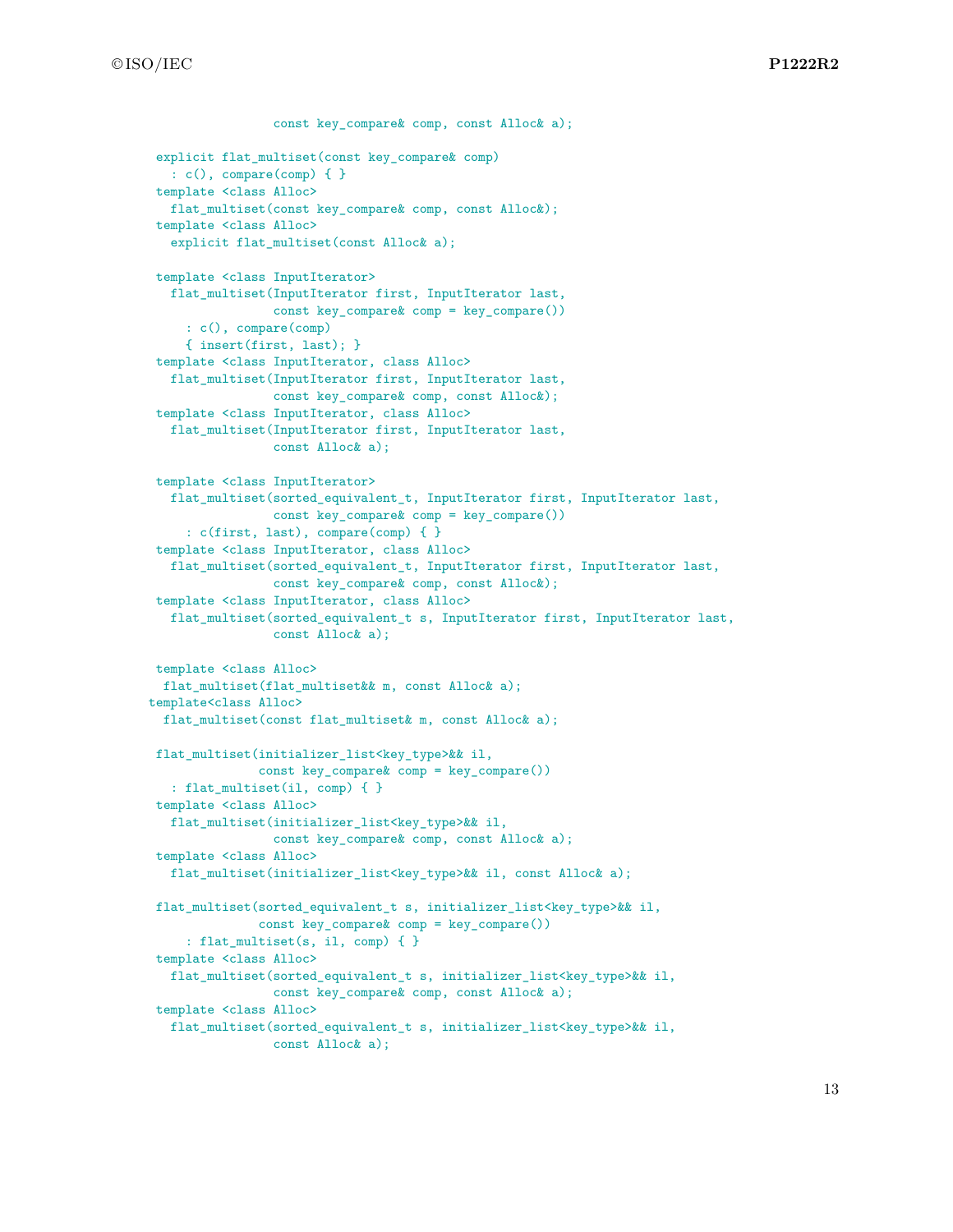```
                const key_compare& comp, const Alloc& a);

  explicit flat_multiset(const key_compare& comp)
    : c(), compare(comp) { }
  template <class Alloc>
    flat_multiset(const key_compare& comp, const Alloc&);
  template <class Alloc>
    explicit flat_multiset(const Alloc& a);

  template <class InputIterator>
    flat_multiset(InputIterator first, InputIterator last,
                  const key_compare& comp = key_compare())
      : c(), compare(comp)
      { insert(first, last); }
  template <class InputIterator, class Alloc>
    flat_multiset(InputIterator first, InputIterator last,
                  const key_compare& comp, const Alloc&);
  template <class InputIterator, class Alloc>
    flat_multiset(InputIterator first, InputIterator last,
                  const Alloc& a);

  template <class InputIterator>
    flat_multiset(sorted_equivalent_t, InputIterator first, InputIterator last,
                  const key_compare& comp = key_compare())
      : c(first, last), compare(comp) { }
  template <class InputIterator, class Alloc>
    flat_multiset(sorted_equivalent_t, InputIterator first, InputIterator last,
                  const key_compare& comp, const Alloc&);
  template <class InputIterator, class Alloc>
    flat_multiset(sorted_equivalent_t s, InputIterator first, InputIterator last,
                  const Alloc& a);

  template <class Alloc>
   flat_multiset(flat_multiset&& m, const Alloc& a);
 template<class Alloc>
   flat_multiset(const flat_multiset& m, const Alloc& a);

  flat_multiset(initializer_list<key_type>&& il,
                const key_compare& comp = key_compare())
    : flat_multiset(il, comp) { }
  template <class Alloc>
    flat_multiset(initializer_list<key_type>&& il,
                  const key_compare& comp, const Alloc& a);
  template <class Alloc>
    flat_multiset(initializer_list<key_type>&& il, const Alloc& a);

  flat_multiset(sorted_equivalent_t s, initializer_list<key_type>&& il,
                const key_compare& comp = key_compare())
      : flat_multiset(s, il, comp) { }
  template <class Alloc>
    flat_multiset(sorted_equivalent_t s, initializer_list<key_type>&& il,
                  const key_compare& comp, const Alloc& a);
  template <class Alloc>
    flat_multiset(sorted_equivalent_t s, initializer_list<key_type>&& il,
                  const Alloc& a);
```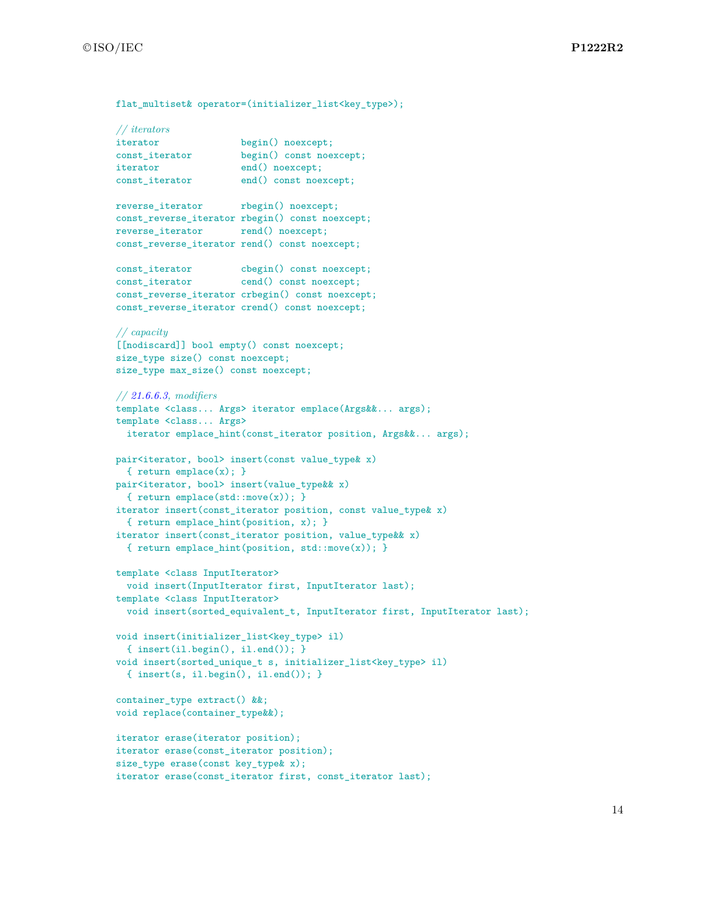```
flat_multiset& operator=(initializer_list<key_type>);

// iterators
iterator               begin() noexcept;
const_iterator         begin() const noexcept;
iterator               end() noexcept;
const_iterator         end() const noexcept;

reverse_iterator       rbegin() noexcept;
const_reverse_iterator rbegin() const noexcept;
reverse_iterator       rend() noexcept;
const_reverse_iterator rend() const noexcept;

const_iterator         cbegin() const noexcept;
const_iterator         cend() const noexcept;
const_reverse_iterator crbegin() const noexcept;
const_reverse_iterator crend() const noexcept;

// capacity
[[nodiscard]] bool empty() const noexcept;
size_type size() const noexcept;
size_type max_size() const noexcept;

// 21.6.6.3, modifiers
template <class... Args> iterator emplace(Args&&... args);
template <class... Args>
  iterator emplace_hint(const_iterator position, Args&&... args);

pair<iterator, bool> insert(const value_type& x)
  { return emplace(x); }
pair<iterator, bool> insert(value_type&& x)
  { return emplace(std::move(x)); }
iterator insert(const_iterator position, const value_type& x)
  { return emplace_hint(position, x); }
iterator insert(const_iterator position, value_type&& x)
  { return emplace_hint(position, std::move(x)); }

template <class InputIterator>
  void insert(InputIterator first, InputIterator last);
template <class InputIterator>
  void insert(sorted_equivalent_t, InputIterator first, InputIterator last);

void insert(initializer_list<key_type> il)
  { insert(il.begin(), il.end()); }
void insert(sorted_unique_t s, initializer_list<key_type> il)
  { insert(s, il.begin(), il.end()); }

container_type extract() &&;
void replace(container_type&&);

iterator erase(iterator position);
iterator erase(const_iterator position);
size_type erase(const key_type& x);
iterator erase(const_iterator first, const_iterator last);
```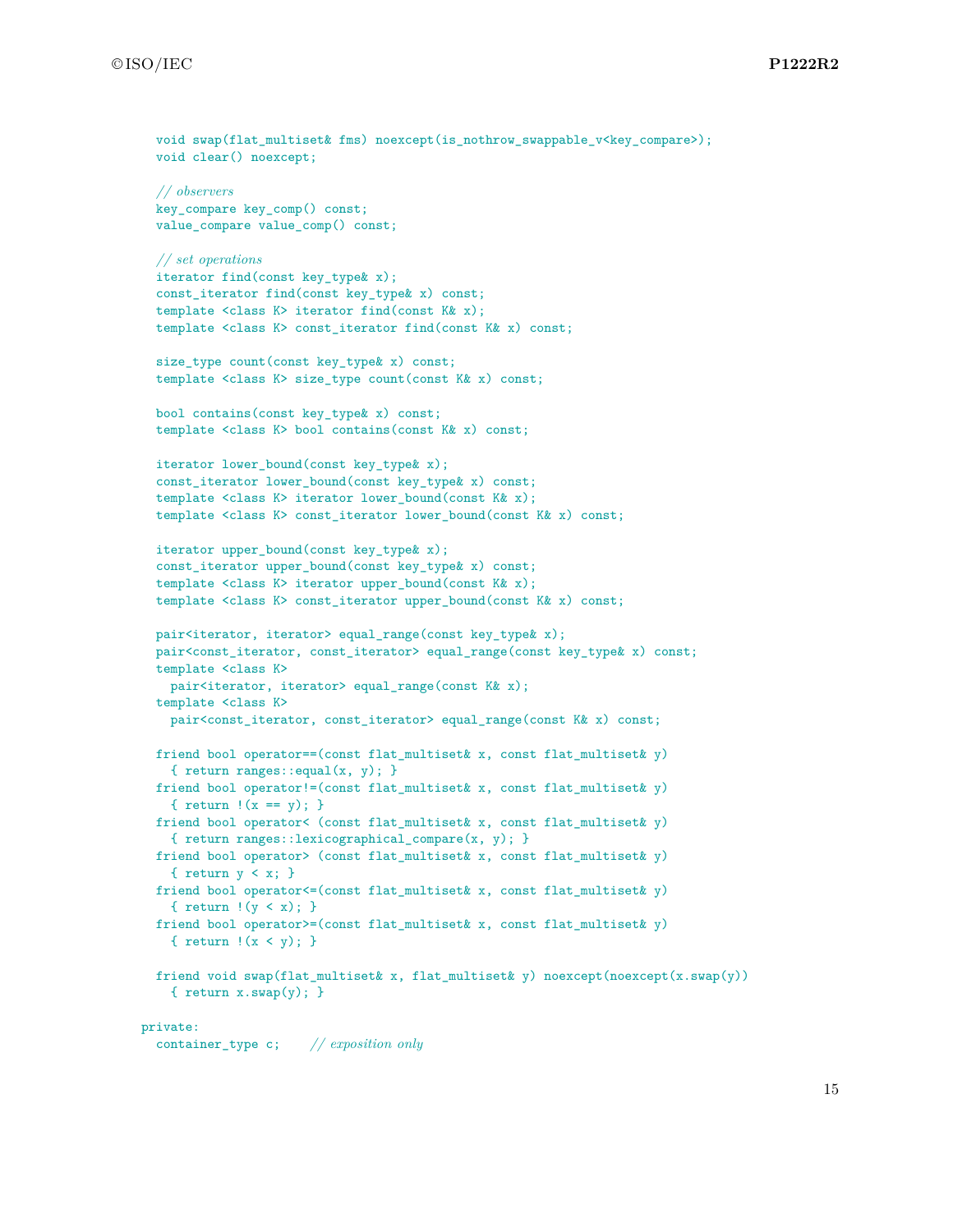```cpp
    void swap(flat_multiset& fms) noexcept(is_nothrow_swappable_v<key_compare>);
    void clear() noexcept;

    // observers
    key_compare key_comp() const;
    value_compare value_comp() const;

    // set operations
    iterator find(const key_type& x);
    const_iterator find(const key_type& x) const;
    template <class K> iterator find(const K& x);
    template <class K> const_iterator find(const K& x) const;

    size_type count(const key_type& x) const;
    template <class K> size_type count(const K& x) const;

    bool contains(const key_type& x) const;
    template <class K> bool contains(const K& x) const;

    iterator lower_bound(const key_type& x);
    const_iterator lower_bound(const key_type& x) const;
    template <class K> iterator lower_bound(const K& x);
    template <class K> const_iterator lower_bound(const K& x) const;

    iterator upper_bound(const key_type& x);
    const_iterator upper_bound(const key_type& x) const;
    template <class K> iterator upper_bound(const K& x);
    template <class K> const_iterator upper_bound(const K& x) const;

    pair<iterator, iterator> equal_range(const key_type& x);
    pair<const_iterator, const_iterator> equal_range(const key_type& x) const;
    template <class K>
      pair<iterator, iterator> equal_range(const K& x);
    template <class K>
      pair<const_iterator, const_iterator> equal_range(const K& x) const;

    friend bool operator==(const flat_multiset& x, const flat_multiset& y)
      { return ranges::equal(x, y); }
    friend bool operator!=(const flat_multiset& x, const flat_multiset& y)
      { return !(x == y); }
    friend bool operator< (const flat_multiset& x, const flat_multiset& y)
      { return ranges::lexicographical_compare(x, y); }
    friend bool operator> (const flat_multiset& x, const flat_multiset& y)
      { return y < x; }
    friend bool operator<=(const flat_multiset& x, const flat_multiset& y)
      { return !(y < x); }
    friend bool operator>=(const flat_multiset& x, const flat_multiset& y)
      { return !(x < y); }

    friend void swap(flat_multiset& x, flat_multiset& y) noexcept(noexcept(x.swap(y)))
      { return x.swap(y); }

  private:
    container_type c;     // exposition only
```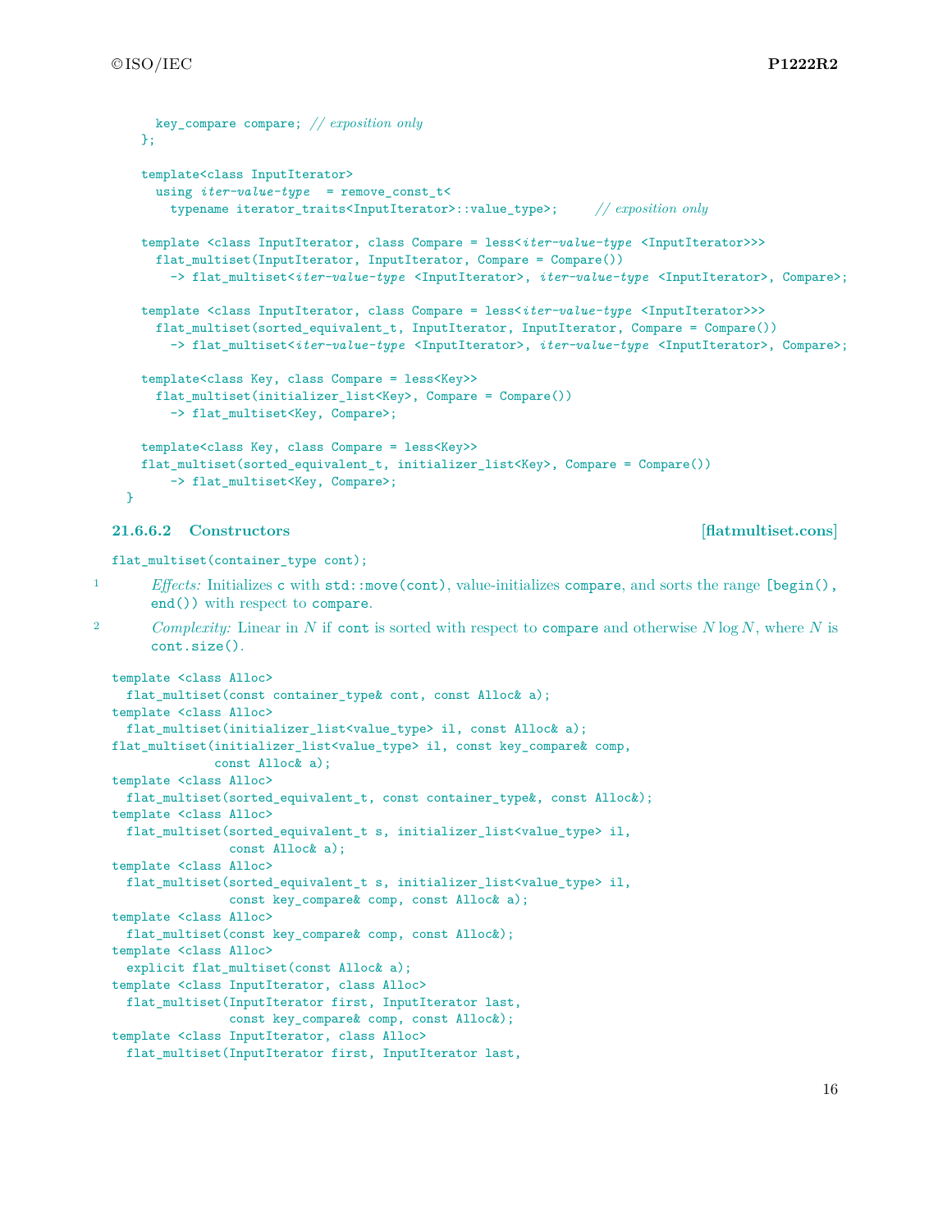```
    key_compare compare; // exposition only
  };

  template<class InputIterator>
    using iter-value-type  = remove_const_t<
      typename iterator_traits<InputIterator>::value_type>;     // exposition only

  template <class InputIterator, class Compare = less<iter-value-type <InputIterator>>>
    flat_multiset(InputIterator, InputIterator, Compare = Compare())
      -> flat_multiset<iter-value-type <InputIterator>, iter-value-type <InputIterator>, Compare>;

  template <class InputIterator, class Compare = less<iter-value-type <InputIterator>>>
    flat_multiset(sorted_equivalent_t, InputIterator, InputIterator, Compare = Compare())
      -> flat_multiset<iter-value-type <InputIterator>, iter-value-type <InputIterator>, Compare>;

  template<class Key, class Compare = less<Key>>
    flat_multiset(initializer_list<Key>, Compare = Compare())
      -> flat_multiset<Key, Compare>;

  template<class Key, class Compare = less<Key>>
  flat_multiset(sorted_equivalent_t, initializer_list<Key>, Compare = Compare())
      -> flat_multiset<Key, Compare>;
}
```

### 21.6.6.2 Constructors [flatmultiset.cons]

```
flat_multiset(container_type cont);
```

1 *Effects:* Initializes `c` with `std::move(cont)`, value-initializes `compare`, and sorts the range `[begin(), end())` with respect to `compare`.

2 *Complexity:* Linear in $N$ if `cont` is sorted with respect to `compare` and otherwise $N \log N$, where $N$ is `cont.size()`.

```
template <class Alloc>
  flat_multiset(const container_type& cont, const Alloc& a);
template <class Alloc>
  flat_multiset(initializer_list<value_type> il, const Alloc& a);
flat_multiset(initializer_list<value_type> il, const key_compare& comp,
              const Alloc& a);
template <class Alloc>
  flat_multiset(sorted_equivalent_t, const container_type&, const Alloc&);
template <class Alloc>
  flat_multiset(sorted_equivalent_t s, initializer_list<value_type> il,
                const Alloc& a);
template <class Alloc>
  flat_multiset(sorted_equivalent_t s, initializer_list<value_type> il,
                const key_compare& comp, const Alloc& a);
template <class Alloc>
  flat_multiset(const key_compare& comp, const Alloc&);
template <class Alloc>
  explicit flat_multiset(const Alloc& a);
template <class InputIterator, class Alloc>
  flat_multiset(InputIterator first, InputIterator last,
                const key_compare& comp, const Alloc&);
template <class InputIterator, class Alloc>
  flat_multiset(InputIterator first, InputIterator last,
```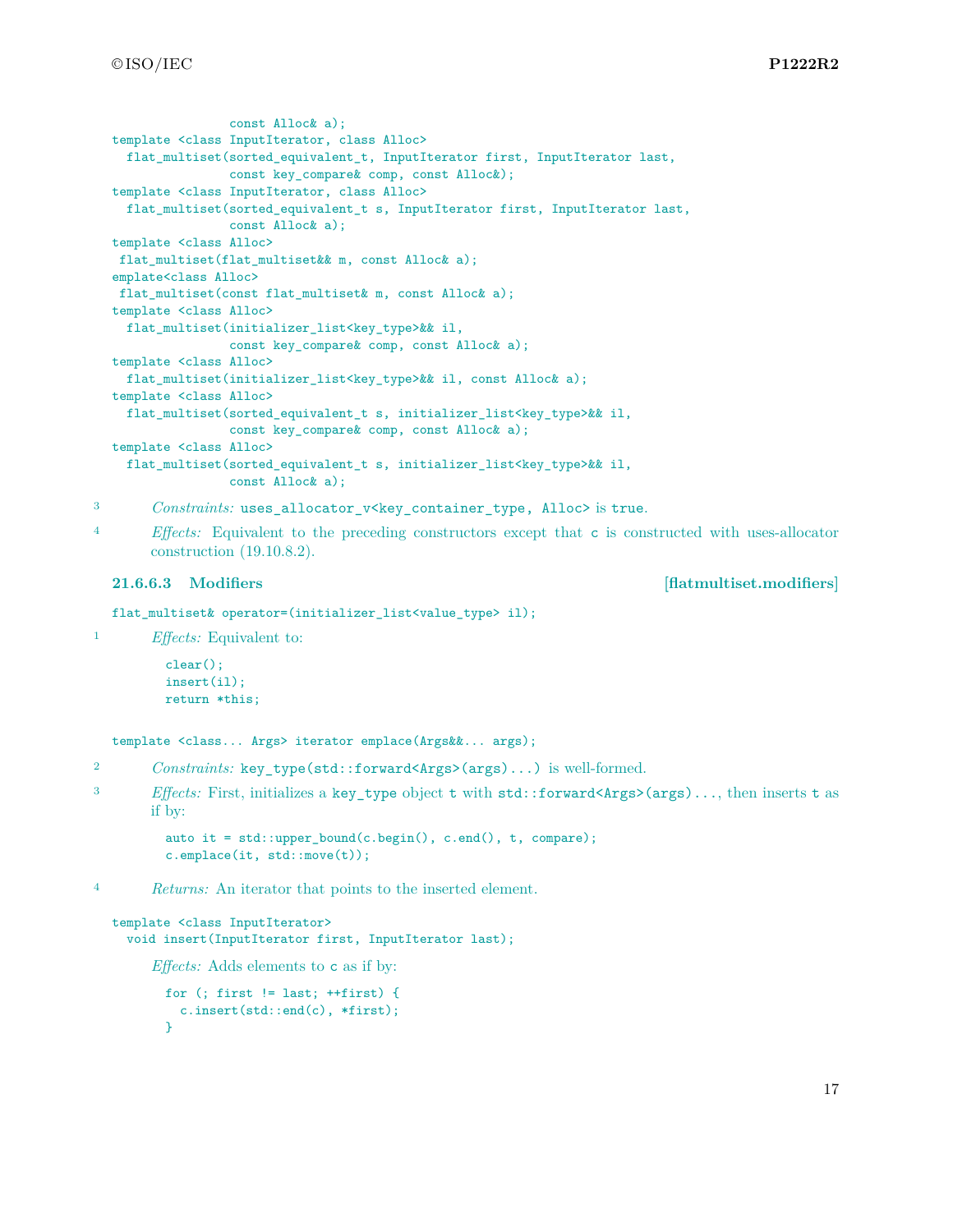```
                const Alloc& a);
template <class InputIterator, class Alloc>
  flat_multiset(sorted_equivalent_t, InputIterator first, InputIterator last,
                const key_compare& comp, const Alloc&);
template <class InputIterator, class Alloc>
  flat_multiset(sorted_equivalent_t s, InputIterator first, InputIterator last,
                const Alloc& a);
template <class Alloc>
 flat_multiset(flat_multiset&& m, const Alloc& a);
emplate<class Alloc>
 flat_multiset(const flat_multiset& m, const Alloc& a);
template <class Alloc>
  flat_multiset(initializer_list<key_type>&& il,
                const key_compare& comp, const Alloc& a);
template <class Alloc>
  flat_multiset(initializer_list<key_type>&& il, const Alloc& a);
template <class Alloc>
  flat_multiset(sorted_equivalent_t s, initializer_list<key_type>&& il,
                const key_compare& comp, const Alloc& a);
template <class Alloc>
  flat_multiset(sorted_equivalent_t s, initializer_list<key_type>&& il,
                const Alloc& a);
```

3 *Constraints:* `uses_allocator_v<key_container_type, Alloc>` is `true`.

4 *Effects:* Equivalent to the preceding constructors except that `c` is constructed with uses-allocator construction (19.10.8.2).

### 21.6.6.3 Modifiers [flatmultiset.modifiers]

```
flat_multiset& operator=(initializer_list<value_type> il);
```

1 *Effects:* Equivalent to:

```
clear();
insert(il);
return *this;
```

```
template <class... Args> iterator emplace(Args&&... args);
```

2 *Constraints:* `key_type(std::forward<Args>(args)...)` is well-formed.

3 *Effects:* First, initializes a `key_type` object `t` with `std::forward<Args>(args)...`, then inserts `t` as if by:

```
auto it = std::upper_bound(c.begin(), c.end(), t, compare);
c.emplace(it, std::move(t));
```

4 *Returns:* An iterator that points to the inserted element.

```
template <class InputIterator>
  void insert(InputIterator first, InputIterator last);
```

*Effects:* Adds elements to `c` as if by:

```
for (; first != last; ++first) {
  c.insert(std::end(c), *first);
}
```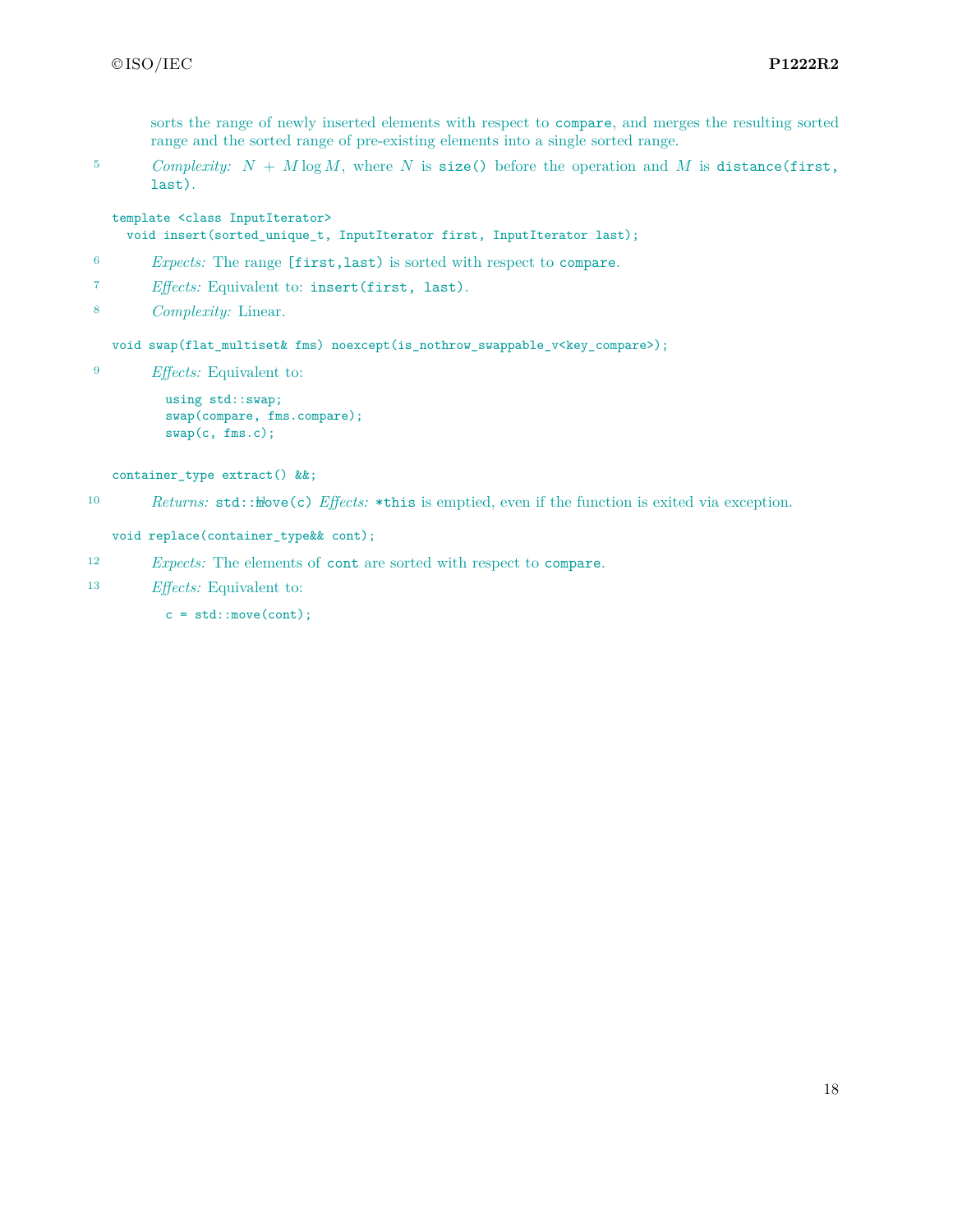sorts the range of newly inserted elements with respect to `compare`, and merges the resulting sorted range and the sorted range of pre-existing elements into a single sorted range.

5 *Complexity:* $N + M \log M$, where $N$ is `size()` before the operation and $M$ is `distance(first, last)`.

```
template <class InputIterator>
  void insert(sorted_unique_t, InputIterator first, InputIterator last);
```

6 *Expects:* The range `[first,last)` is sorted with respect to `compare`.

7 *Effects:* Equivalent to: `insert(first, last)`.

8 *Complexity:* Linear.

```
void swap(flat_multiset& fms) noexcept(is_nothrow_swappable_v<key_compare>);
```

9 *Effects:* Equivalent to:

```
using std::swap;
swap(compare, fms.compare);
swap(c, fms.c);
```

```
container_type extract() &&;
```

10 *Returns:* `std::move(c)` *Effects:* `*this` is emptied, even if the function is exited via exception.

```
void replace(container_type&& cont);
```

12 *Expects:* The elements of `cont` are sorted with respect to `compare`.

13 *Effects:* Equivalent to:

```
c = std::move(cont);
```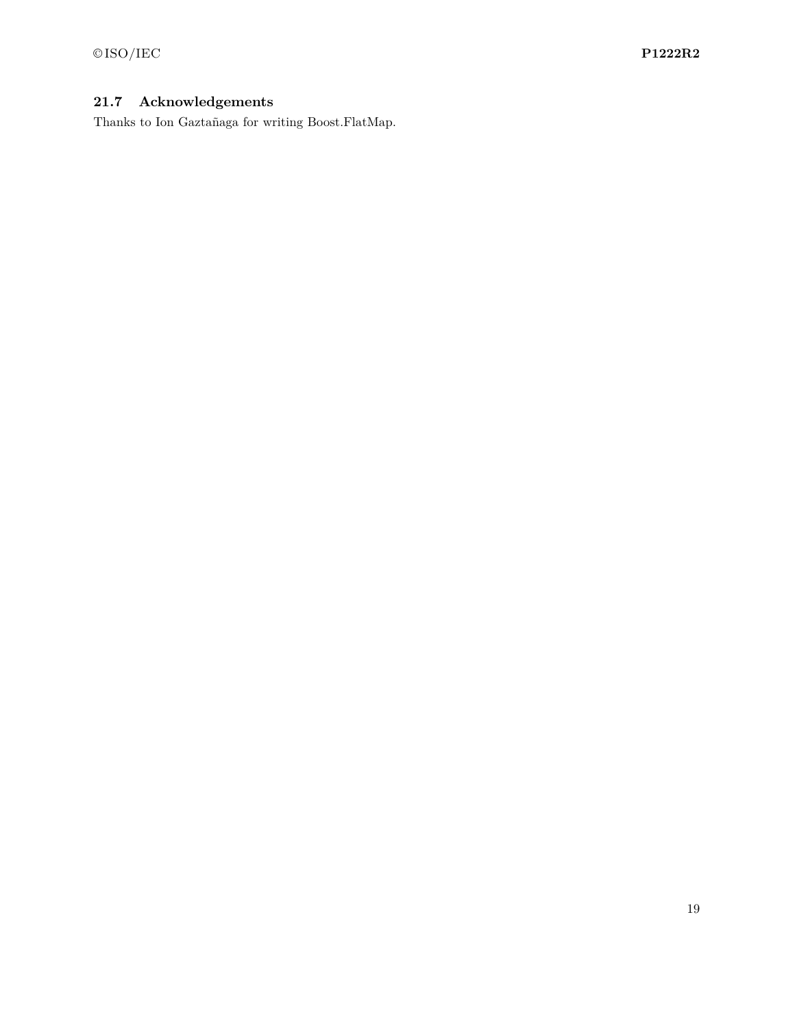## 21.7 Acknowledgements

Thanks to Ion Gaztañaga for writing Boost.FlatMap.